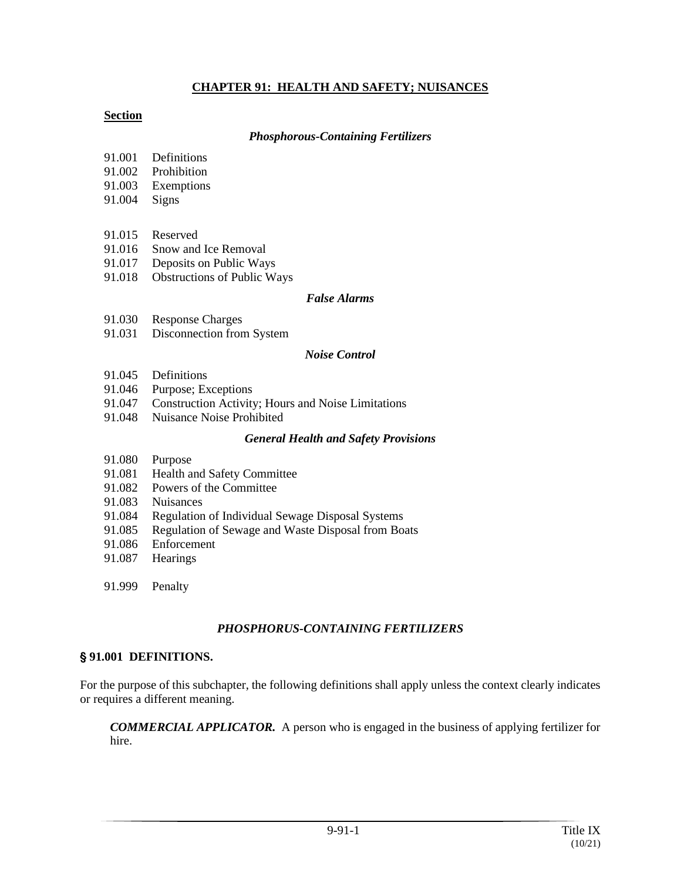# CHAPTER 91: HEALTH AND SAFETY; NUISANCES

**Section**

***Phosphorous-Containing Fertilizers***

91.001 Definitions
91.002 Prohibition
91.003 Exemptions
91.004 Signs

91.015 Reserved
91.016 Snow and Ice Removal
91.017 Deposits on Public Ways
91.018 Obstructions of Public Ways

***False Alarms***

91.030 Response Charges
91.031 Disconnection from System

***Noise Control***

91.045 Definitions
91.046 Purpose; Exceptions
91.047 Construction Activity; Hours and Noise Limitations
91.048 Nuisance Noise Prohibited

***General Health and Safety Provisions***

91.080 Purpose
91.081 Health and Safety Committee
91.082 Powers of the Committee
91.083 Nuisances
91.084 Regulation of Individual Sewage Disposal Systems
91.085 Regulation of Sewage and Waste Disposal from Boats
91.086 Enforcement
91.087 Hearings

91.999 Penalty

## *PHOSPHORUS-CONTAINING FERTILIZERS*

### § 91.001 DEFINITIONS.

For the purpose of this subchapter, the following definitions shall apply unless the context clearly indicates or requires a different meaning.

***COMMERCIAL APPLICATOR.*** A person who is engaged in the business of applying fertilizer for hire.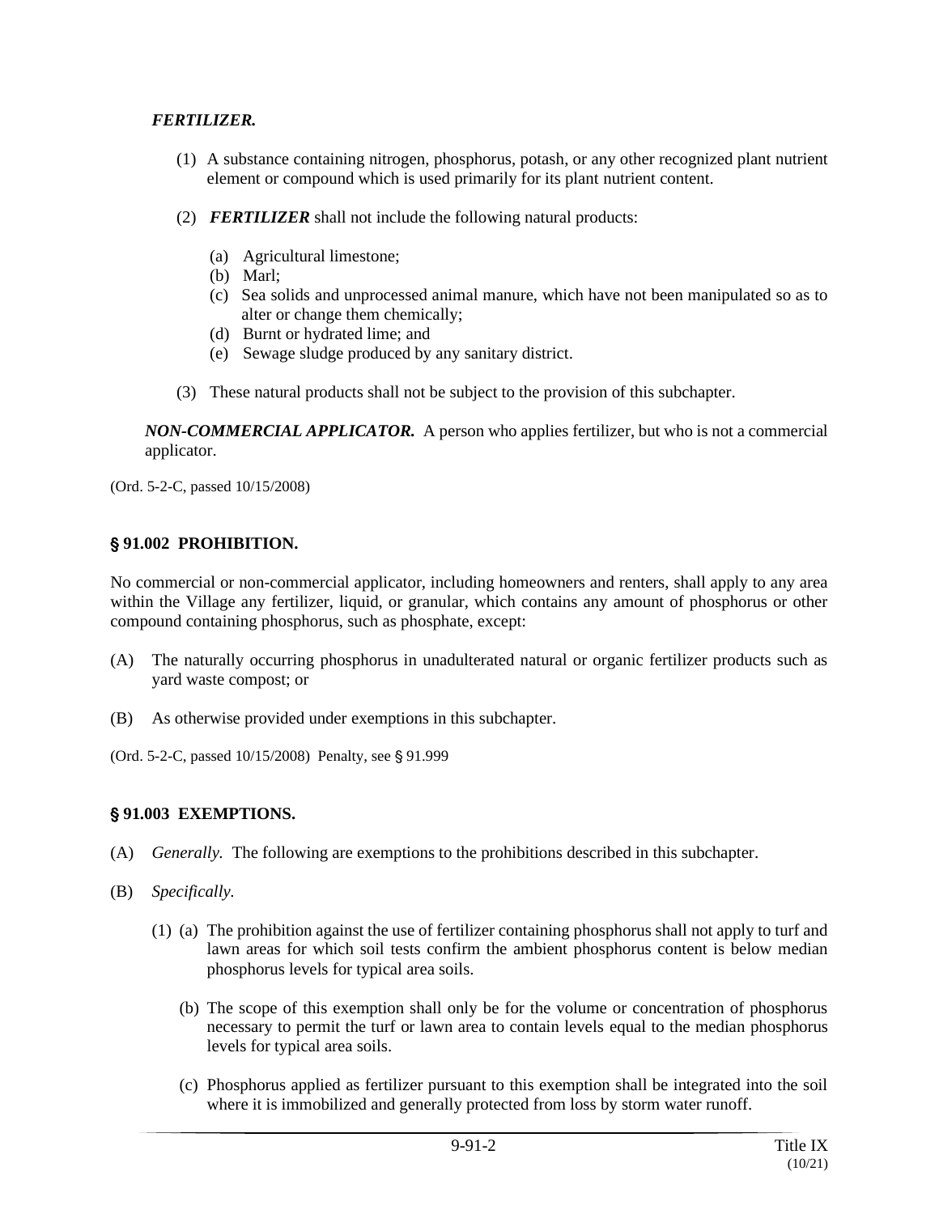***FERTILIZER.***

(1) A substance containing nitrogen, phosphorus, potash, or any other recognized plant nutrient element or compound which is used primarily for its plant nutrient content.

(2) ***FERTILIZER*** shall not include the following natural products:

(a) Agricultural limestone;
(b) Marl;
(c) Sea solids and unprocessed animal manure, which have not been manipulated so as to alter or change them chemically;
(d) Burnt or hydrated lime; and
(e) Sewage sludge produced by any sanitary district.

(3) These natural products shall not be subject to the provision of this subchapter.

***NON-COMMERCIAL APPLICATOR.*** A person who applies fertilizer, but who is not a commercial applicator.

(Ord. 5-2-C, passed 10/15/2008)

## § 91.002 PROHIBITION.

No commercial or non-commercial applicator, including homeowners and renters, shall apply to any area within the Village any fertilizer, liquid, or granular, which contains any amount of phosphorus or other compound containing phosphorus, such as phosphate, except:

(A) The naturally occurring phosphorus in unadulterated natural or organic fertilizer products such as yard waste compost; or

(B) As otherwise provided under exemptions in this subchapter.

(Ord. 5-2-C, passed 10/15/2008) Penalty, see § 91.999

## § 91.003 EXEMPTIONS.

(A) *Generally.* The following are exemptions to the prohibitions described in this subchapter.

(B) *Specifically.*

(1) (a) The prohibition against the use of fertilizer containing phosphorus shall not apply to turf and lawn areas for which soil tests confirm the ambient phosphorus content is below median phosphorus levels for typical area soils.

(b) The scope of this exemption shall only be for the volume or concentration of phosphorus necessary to permit the turf or lawn area to contain levels equal to the median phosphorus levels for typical area soils.

(c) Phosphorus applied as fertilizer pursuant to this exemption shall be integrated into the soil where it is immobilized and generally protected from loss by storm water runoff.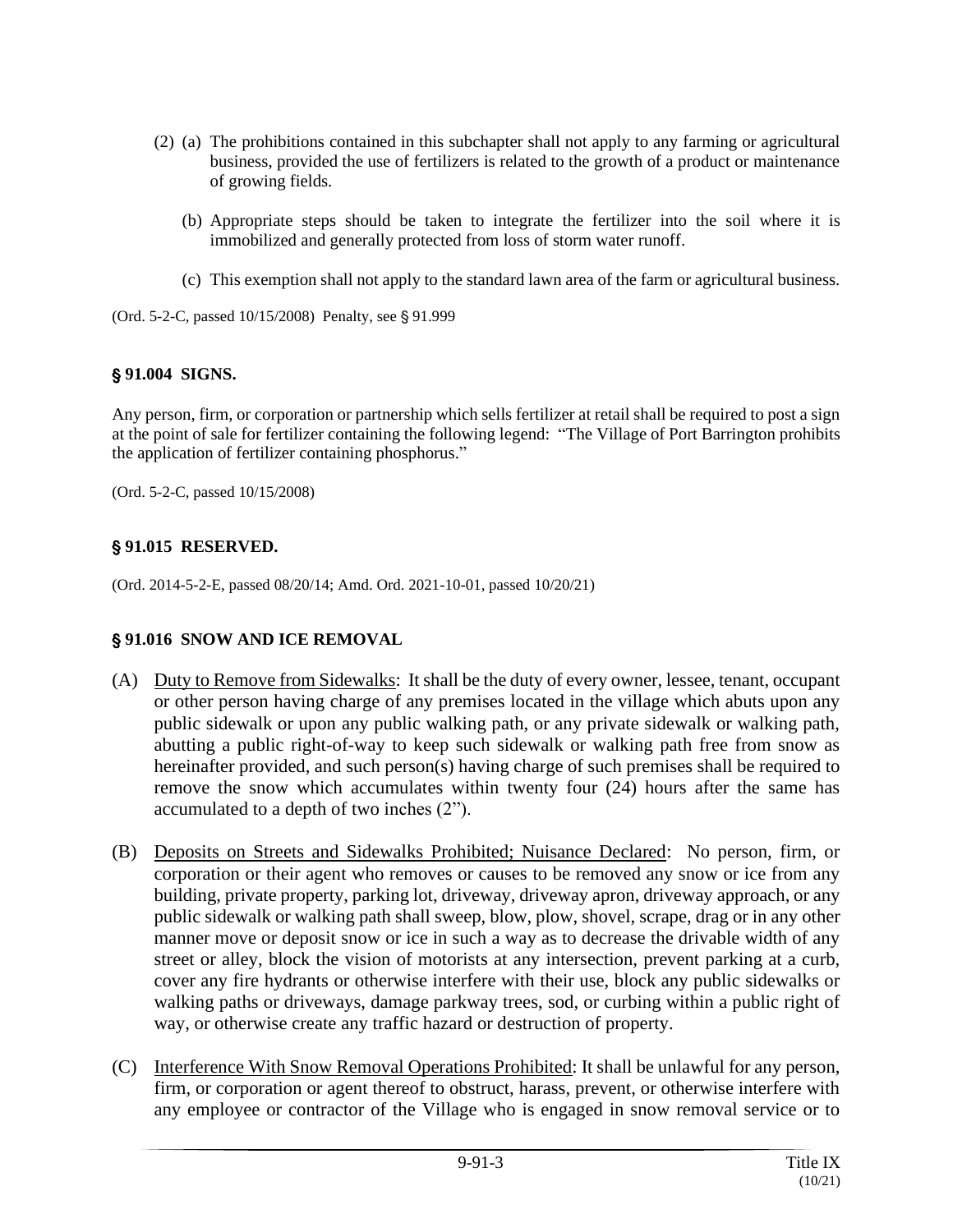(2) (a) The prohibitions contained in this subchapter shall not apply to any farming or agricultural business, provided the use of fertilizers is related to the growth of a product or maintenance of growing fields.

(b) Appropriate steps should be taken to integrate the fertilizer into the soil where it is immobilized and generally protected from loss of storm water runoff.

(c) This exemption shall not apply to the standard lawn area of the farm or agricultural business.

(Ord. 5-2-C, passed 10/15/2008) Penalty, see § 91.999

### § 91.004 SIGNS.

Any person, firm, or corporation or partnership which sells fertilizer at retail shall be required to post a sign at the point of sale for fertilizer containing the following legend: "The Village of Port Barrington prohibits the application of fertilizer containing phosphorus."

(Ord. 5-2-C, passed 10/15/2008)

### § 91.015 RESERVED.

(Ord. 2014-5-2-E, passed 08/20/14; Amd. Ord. 2021-10-01, passed 10/20/21)

### § 91.016 SNOW AND ICE REMOVAL

(A) <u>Duty to Remove from Sidewalks</u>: It shall be the duty of every owner, lessee, tenant, occupant or other person having charge of any premises located in the village which abuts upon any public sidewalk or upon any public walking path, or any private sidewalk or walking path, abutting a public right-of-way to keep such sidewalk or walking path free from snow as hereinafter provided, and such person(s) having charge of such premises shall be required to remove the snow which accumulates within twenty four (24) hours after the same has accumulated to a depth of two inches (2").

(B) <u>Deposits on Streets and Sidewalks Prohibited; Nuisance Declared</u>: No person, firm, or corporation or their agent who removes or causes to be removed any snow or ice from any building, private property, parking lot, driveway, driveway apron, driveway approach, or any public sidewalk or walking path shall sweep, blow, plow, shovel, scrape, drag or in any other manner move or deposit snow or ice in such a way as to decrease the drivable width of any street or alley, block the vision of motorists at any intersection, prevent parking at a curb, cover any fire hydrants or otherwise interfere with their use, block any public sidewalks or walking paths or driveways, damage parkway trees, sod, or curbing within a public right of way, or otherwise create any traffic hazard or destruction of property.

(C) <u>Interference With Snow Removal Operations Prohibited</u>: It shall be unlawful for any person, firm, or corporation or agent thereof to obstruct, harass, prevent, or otherwise interfere with any employee or contractor of the Village who is engaged in snow removal service or to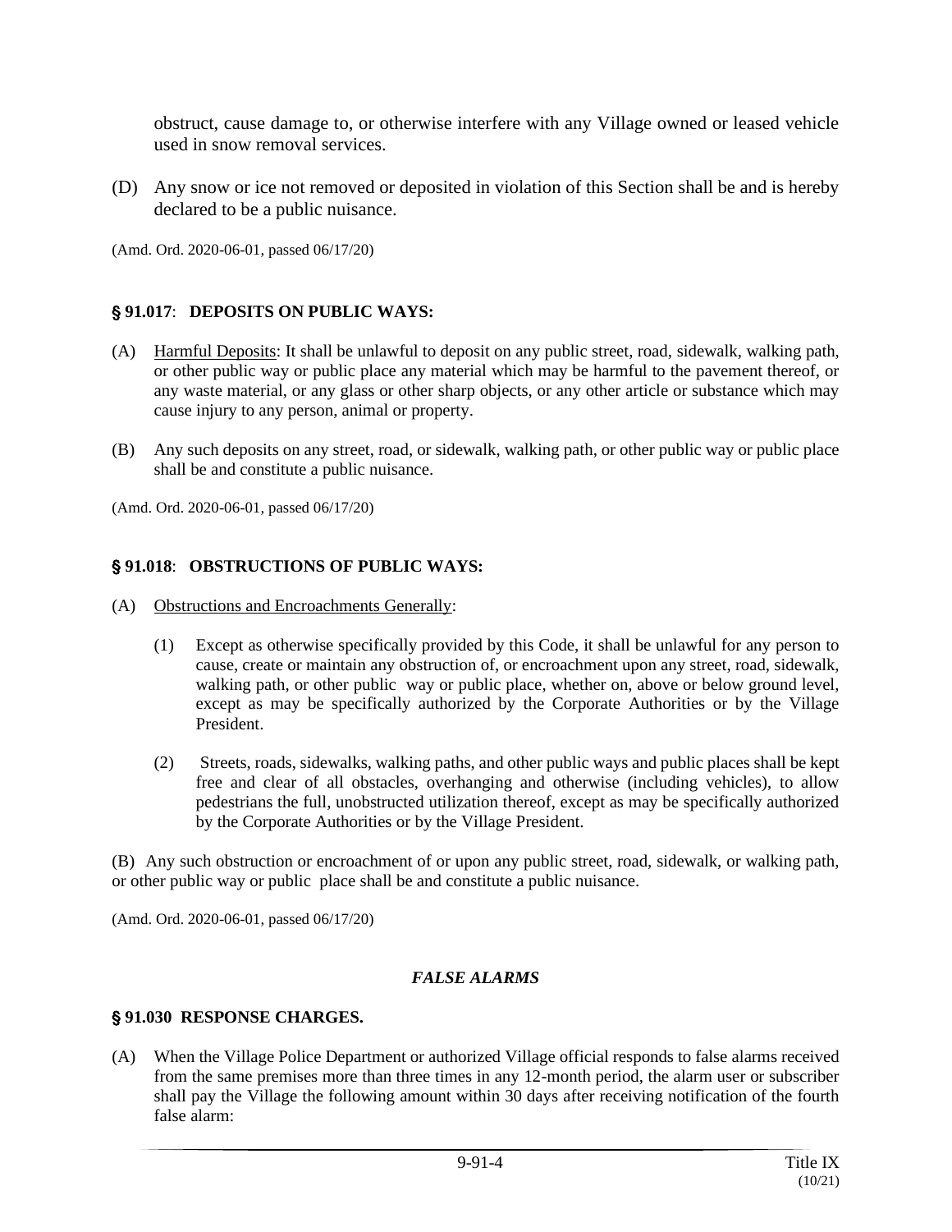obstruct, cause damage to, or otherwise interfere with any Village owned or leased vehicle used in snow removal services.

(D) Any snow or ice not removed or deposited in violation of this Section shall be and is hereby declared to be a public nuisance.

(Amd. Ord. 2020-06-01, passed 06/17/20)

### § 91.017: DEPOSITS ON PUBLIC WAYS:

(A) Harmful Deposits: It shall be unlawful to deposit on any public street, road, sidewalk, walking path, or other public way or public place any material which may be harmful to the pavement thereof, or any waste material, or any glass or other sharp objects, or any other article or substance which may cause injury to any person, animal or property.

(B) Any such deposits on any street, road, or sidewalk, walking path, or other public way or public place shall be and constitute a public nuisance.

(Amd. Ord. 2020-06-01, passed 06/17/20)

### § 91.018: OBSTRUCTIONS OF PUBLIC WAYS:

(A) Obstructions and Encroachments Generally:

(1) Except as otherwise specifically provided by this Code, it shall be unlawful for any person to cause, create or maintain any obstruction of, or encroachment upon any street, road, sidewalk, walking path, or other public way or public place, whether on, above or below ground level, except as may be specifically authorized by the Corporate Authorities or by the Village President.

(2) Streets, roads, sidewalks, walking paths, and other public ways and public places shall be kept free and clear of all obstacles, overhanging and otherwise (including vehicles), to allow pedestrians the full, unobstructed utilization thereof, except as may be specifically authorized by the Corporate Authorities or by the Village President.

(B) Any such obstruction or encroachment of or upon any public street, road, sidewalk, or walking path, or other public way or public place shall be and constitute a public nuisance.

(Amd. Ord. 2020-06-01, passed 06/17/20)

## *FALSE ALARMS*

### § 91.030 RESPONSE CHARGES.

(A) When the Village Police Department or authorized Village official responds to false alarms received from the same premises more than three times in any 12-month period, the alarm user or subscriber shall pay the Village the following amount within 30 days after receiving notification of the fourth false alarm: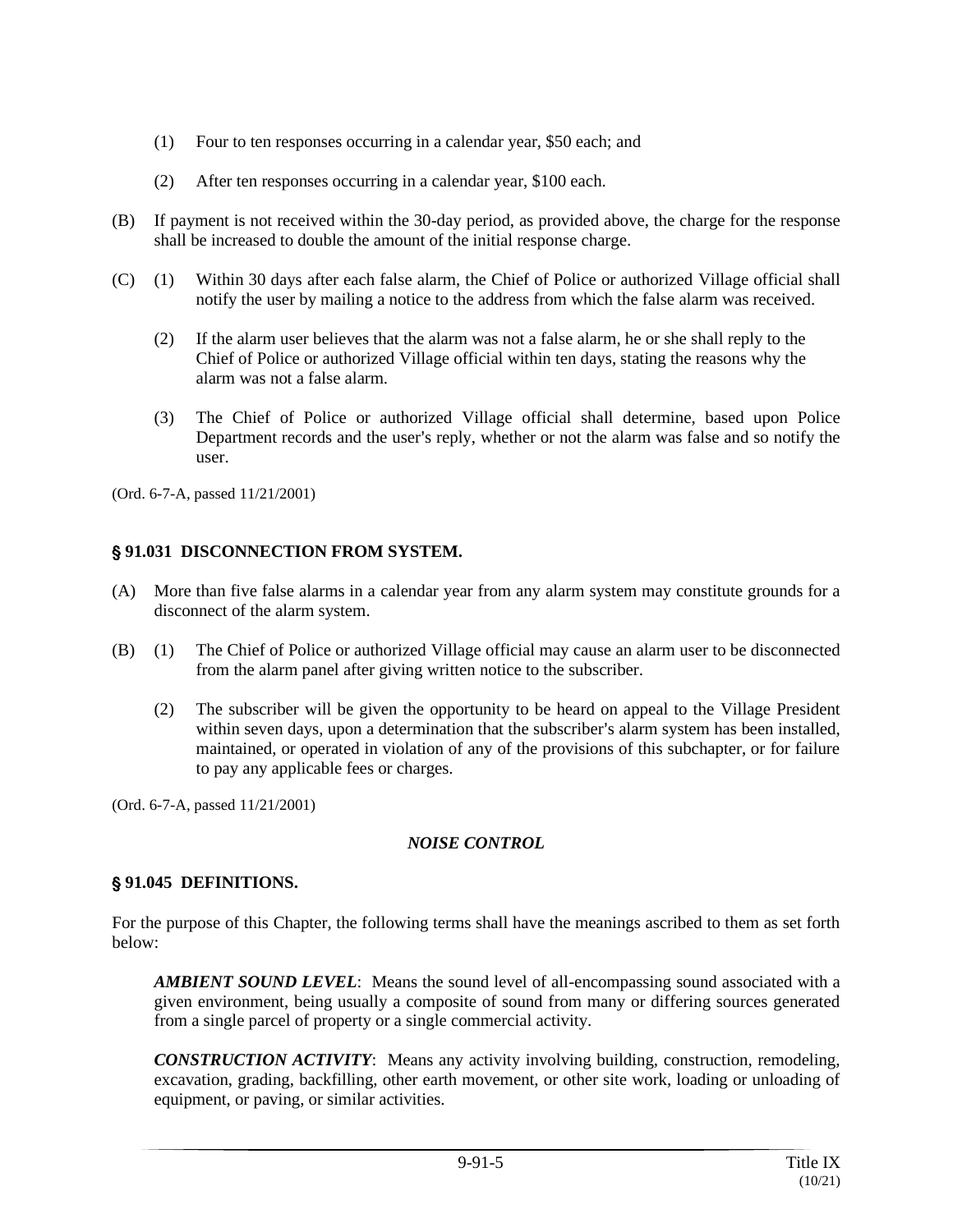(1) Four to ten responses occurring in a calendar year, $50 each; and

(2) After ten responses occurring in a calendar year, $100 each.

(B) If payment is not received within the 30-day period, as provided above, the charge for the response shall be increased to double the amount of the initial response charge.

(C) (1) Within 30 days after each false alarm, the Chief of Police or authorized Village official shall notify the user by mailing a notice to the address from which the false alarm was received.

(2) If the alarm user believes that the alarm was not a false alarm, he or she shall reply to the Chief of Police or authorized Village official within ten days, stating the reasons why the alarm was not a false alarm.

(3) The Chief of Police or authorized Village official shall determine, based upon Police Department records and the user's reply, whether or not the alarm was false and so notify the user.

(Ord. 6-7-A, passed 11/21/2001)

### § 91.031 DISCONNECTION FROM SYSTEM.

(A) More than five false alarms in a calendar year from any alarm system may constitute grounds for a disconnect of the alarm system.

(B) (1) The Chief of Police or authorized Village official may cause an alarm user to be disconnected from the alarm panel after giving written notice to the subscriber.

(2) The subscriber will be given the opportunity to be heard on appeal to the Village President within seven days, upon a determination that the subscriber's alarm system has been installed, maintained, or operated in violation of any of the provisions of this subchapter, or for failure to pay any applicable fees or charges.

(Ord. 6-7-A, passed 11/21/2001)

## *NOISE CONTROL*

### § 91.045 DEFINITIONS.

For the purpose of this Chapter, the following terms shall have the meanings ascribed to them as set forth below:

***AMBIENT SOUND LEVEL***: Means the sound level of all-encompassing sound associated with a given environment, being usually a composite of sound from many or differing sources generated from a single parcel of property or a single commercial activity.

***CONSTRUCTION ACTIVITY***: Means any activity involving building, construction, remodeling, excavation, grading, backfilling, other earth movement, or other site work, loading or unloading of equipment, or paving, or similar activities.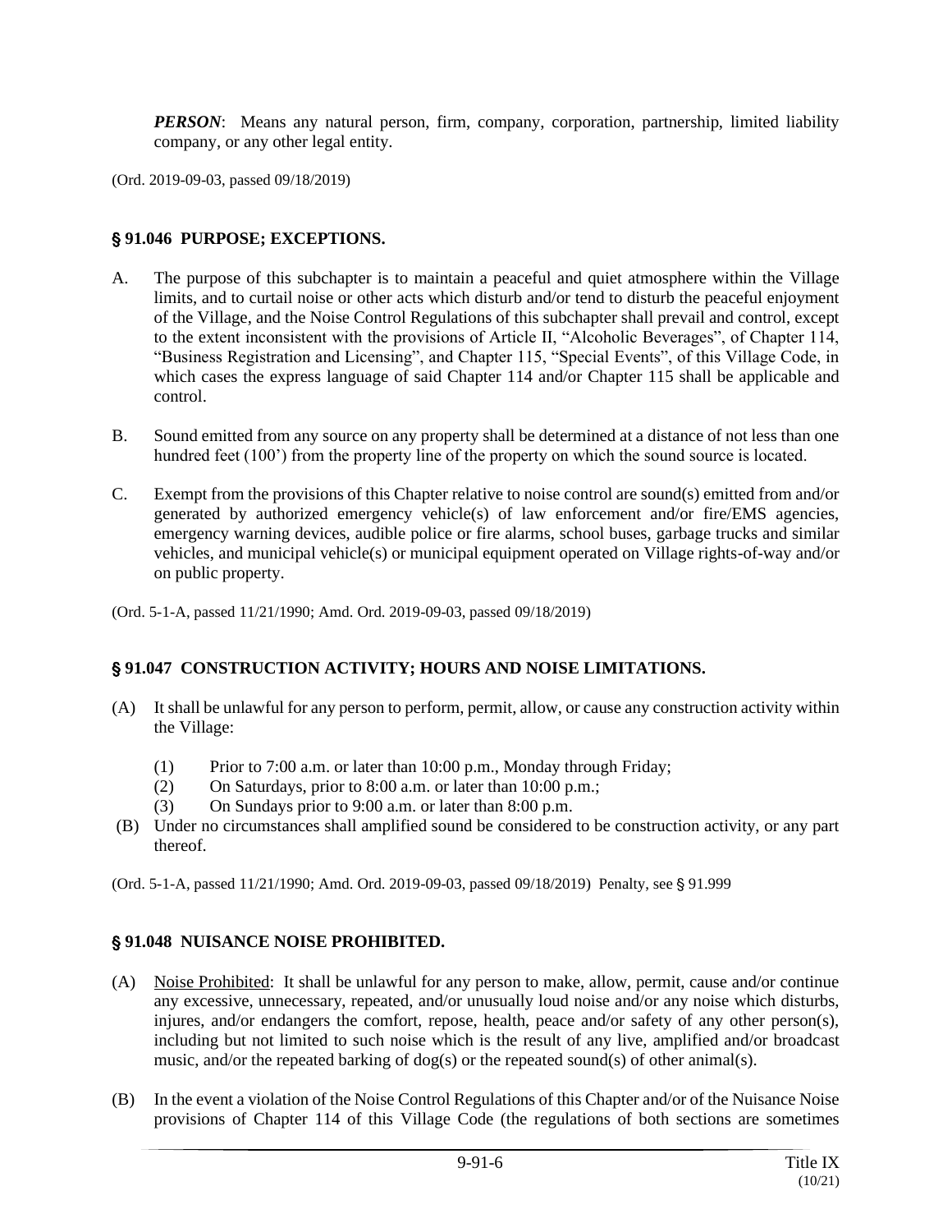***PERSON***: Means any natural person, firm, company, corporation, partnership, limited liability company, or any other legal entity.

(Ord. 2019-09-03, passed 09/18/2019)

## § 91.046 PURPOSE; EXCEPTIONS.

A. The purpose of this subchapter is to maintain a peaceful and quiet atmosphere within the Village limits, and to curtail noise or other acts which disturb and/or tend to disturb the peaceful enjoyment of the Village, and the Noise Control Regulations of this subchapter shall prevail and control, except to the extent inconsistent with the provisions of Article II, "Alcoholic Beverages", of Chapter 114, "Business Registration and Licensing", and Chapter 115, "Special Events", of this Village Code, in which cases the express language of said Chapter 114 and/or Chapter 115 shall be applicable and control.

B. Sound emitted from any source on any property shall be determined at a distance of not less than one hundred feet (100') from the property line of the property on which the sound source is located.

C. Exempt from the provisions of this Chapter relative to noise control are sound(s) emitted from and/or generated by authorized emergency vehicle(s) of law enforcement and/or fire/EMS agencies, emergency warning devices, audible police or fire alarms, school buses, garbage trucks and similar vehicles, and municipal vehicle(s) or municipal equipment operated on Village rights-of-way and/or on public property.

(Ord. 5-1-A, passed 11/21/1990; Amd. Ord. 2019-09-03, passed 09/18/2019)

## § 91.047 CONSTRUCTION ACTIVITY; HOURS AND NOISE LIMITATIONS.

(A) It shall be unlawful for any person to perform, permit, allow, or cause any construction activity within the Village:

(1) Prior to 7:00 a.m. or later than 10:00 p.m., Monday through Friday;

(2) On Saturdays, prior to 8:00 a.m. or later than 10:00 p.m.;

(3) On Sundays prior to 9:00 a.m. or later than 8:00 p.m.

(B) Under no circumstances shall amplified sound be considered to be construction activity, or any part thereof.

(Ord. 5-1-A, passed 11/21/1990; Amd. Ord. 2019-09-03, passed 09/18/2019) Penalty, see § 91.999

## § 91.048 NUISANCE NOISE PROHIBITED.

(A) Noise Prohibited: It shall be unlawful for any person to make, allow, permit, cause and/or continue any excessive, unnecessary, repeated, and/or unusually loud noise and/or any noise which disturbs, injures, and/or endangers the comfort, repose, health, peace and/or safety of any other person(s), including but not limited to such noise which is the result of any live, amplified and/or broadcast music, and/or the repeated barking of dog(s) or the repeated sound(s) of other animal(s).

(B) In the event a violation of the Noise Control Regulations of this Chapter and/or of the Nuisance Noise provisions of Chapter 114 of this Village Code (the regulations of both sections are sometimes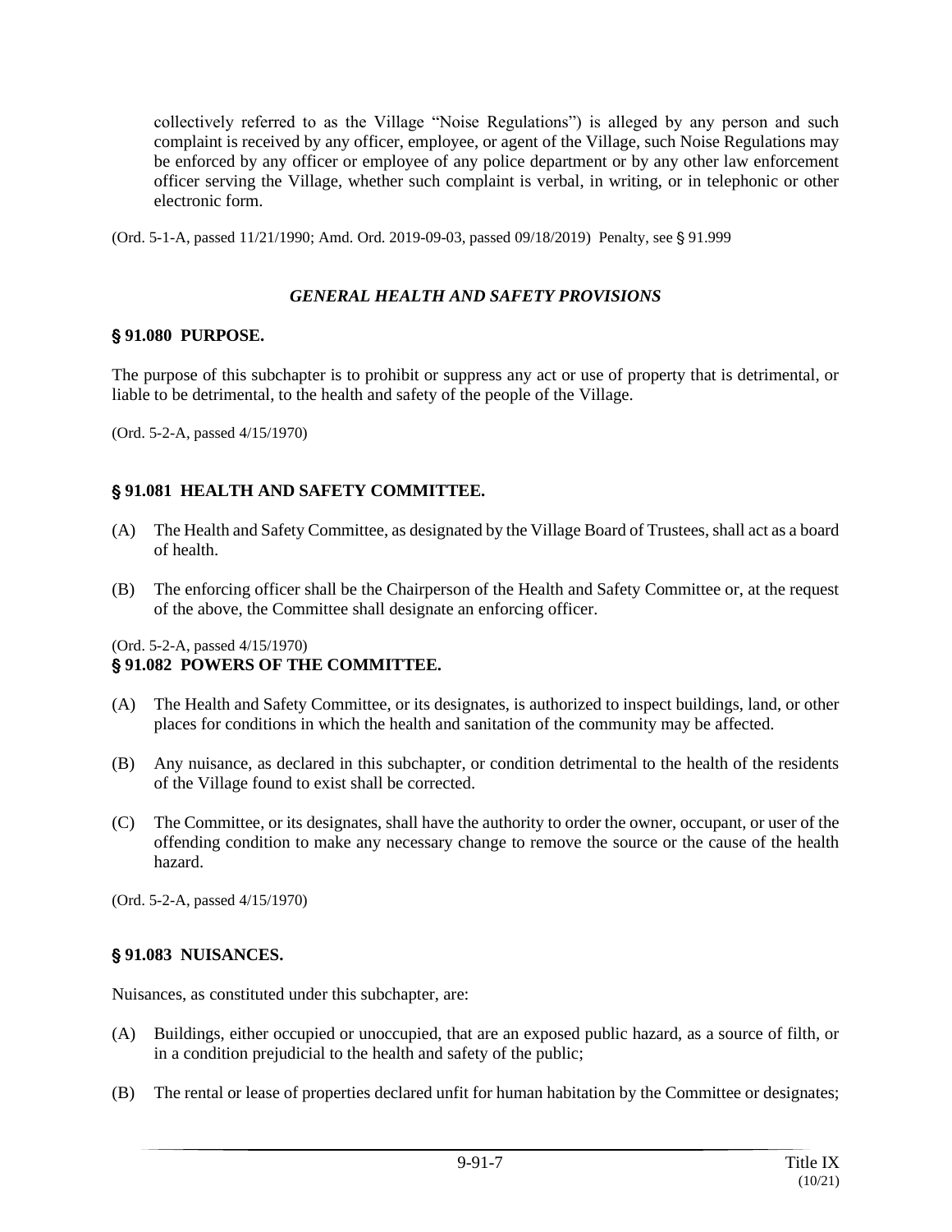collectively referred to as the Village "Noise Regulations") is alleged by any person and such complaint is received by any officer, employee, or agent of the Village, such Noise Regulations may be enforced by any officer or employee of any police department or by any other law enforcement officer serving the Village, whether such complaint is verbal, in writing, or in telephonic or other electronic form.

(Ord. 5-1-A, passed 11/21/1990; Amd. Ord. 2019-09-03, passed 09/18/2019) Penalty, see § 91.999

## *GENERAL HEALTH AND SAFETY PROVISIONS*

### § 91.080 PURPOSE.

The purpose of this subchapter is to prohibit or suppress any act or use of property that is detrimental, or liable to be detrimental, to the health and safety of the people of the Village.

(Ord. 5-2-A, passed 4/15/1970)

### § 91.081 HEALTH AND SAFETY COMMITTEE.

(A) The Health and Safety Committee, as designated by the Village Board of Trustees, shall act as a board of health.

(B) The enforcing officer shall be the Chairperson of the Health and Safety Committee or, at the request of the above, the Committee shall designate an enforcing officer.

(Ord. 5-2-A, passed 4/15/1970)

### § 91.082 POWERS OF THE COMMITTEE.

(A) The Health and Safety Committee, or its designates, is authorized to inspect buildings, land, or other places for conditions in which the health and sanitation of the community may be affected.

(B) Any nuisance, as declared in this subchapter, or condition detrimental to the health of the residents of the Village found to exist shall be corrected.

(C) The Committee, or its designates, shall have the authority to order the owner, occupant, or user of the offending condition to make any necessary change to remove the source or the cause of the health hazard.

(Ord. 5-2-A, passed 4/15/1970)

### § 91.083 NUISANCES.

Nuisances, as constituted under this subchapter, are:

(A) Buildings, either occupied or unoccupied, that are an exposed public hazard, as a source of filth, or in a condition prejudicial to the health and safety of the public;

(B) The rental or lease of properties declared unfit for human habitation by the Committee or designates;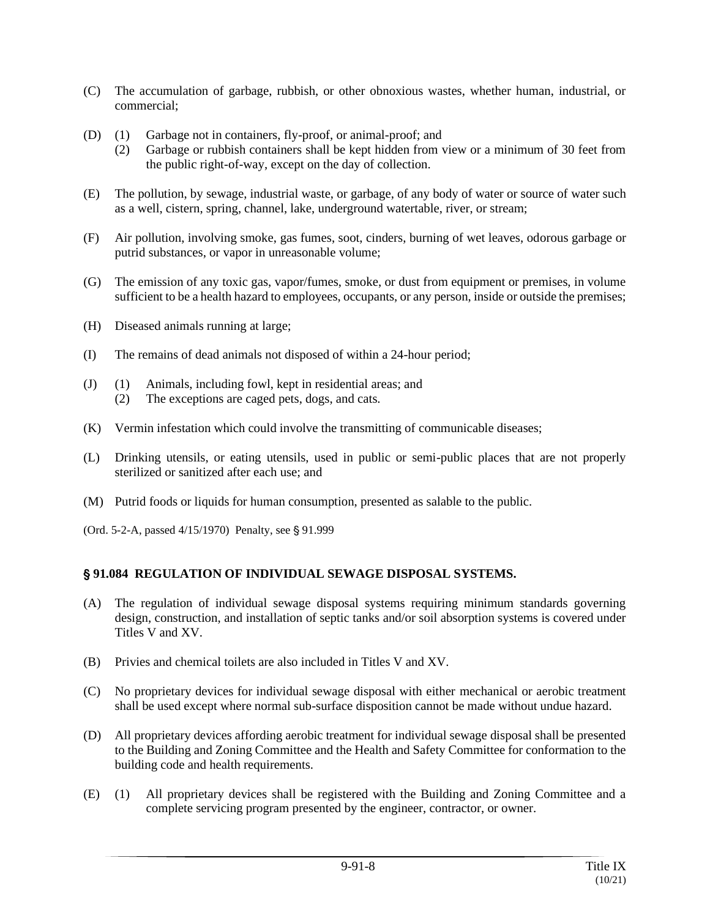(C) The accumulation of garbage, rubbish, or other obnoxious wastes, whether human, industrial, or commercial;

(D) (1) Garbage not in containers, fly-proof, or animal-proof; and
    (2) Garbage or rubbish containers shall be kept hidden from view or a minimum of 30 feet from the public right-of-way, except on the day of collection.

(E) The pollution, by sewage, industrial waste, or garbage, of any body of water or source of water such as a well, cistern, spring, channel, lake, underground watertable, river, or stream;

(F) Air pollution, involving smoke, gas fumes, soot, cinders, burning of wet leaves, odorous garbage or putrid substances, or vapor in unreasonable volume;

(G) The emission of any toxic gas, vapor/fumes, smoke, or dust from equipment or premises, in volume sufficient to be a health hazard to employees, occupants, or any person, inside or outside the premises;

(H) Diseased animals running at large;

(I) The remains of dead animals not disposed of within a 24-hour period;

(J) (1) Animals, including fowl, kept in residential areas; and
    (2) The exceptions are caged pets, dogs, and cats.

(K) Vermin infestation which could involve the transmitting of communicable diseases;

(L) Drinking utensils, or eating utensils, used in public or semi-public places that are not properly sterilized or sanitized after each use; and

(M) Putrid foods or liquids for human consumption, presented as salable to the public.

(Ord. 5-2-A, passed 4/15/1970) Penalty, see § 91.999

### § 91.084 REGULATION OF INDIVIDUAL SEWAGE DISPOSAL SYSTEMS.

(A) The regulation of individual sewage disposal systems requiring minimum standards governing design, construction, and installation of septic tanks and/or soil absorption systems is covered under Titles V and XV.

(B) Privies and chemical toilets are also included in Titles V and XV.

(C) No proprietary devices for individual sewage disposal with either mechanical or aerobic treatment shall be used except where normal sub-surface disposition cannot be made without undue hazard.

(D) All proprietary devices affording aerobic treatment for individual sewage disposal shall be presented to the Building and Zoning Committee and the Health and Safety Committee for conformation to the building code and health requirements.

(E) (1) All proprietary devices shall be registered with the Building and Zoning Committee and a complete servicing program presented by the engineer, contractor, or owner.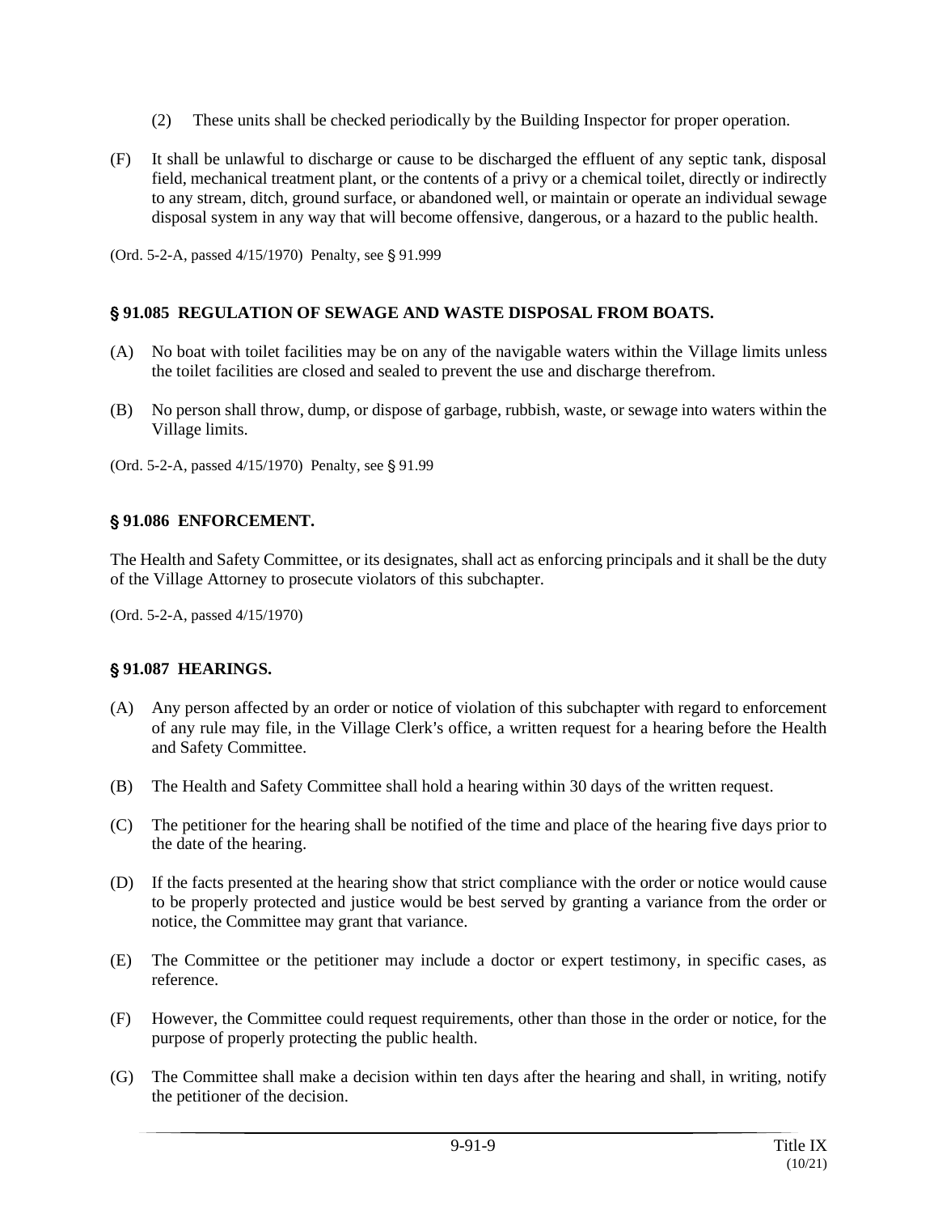(2) These units shall be checked periodically by the Building Inspector for proper operation.

(F) It shall be unlawful to discharge or cause to be discharged the effluent of any septic tank, disposal field, mechanical treatment plant, or the contents of a privy or a chemical toilet, directly or indirectly to any stream, ditch, ground surface, or abandoned well, or maintain or operate an individual sewage disposal system in any way that will become offensive, dangerous, or a hazard to the public health.

(Ord. 5-2-A, passed 4/15/1970) Penalty, see § 91.999

### § 91.085 REGULATION OF SEWAGE AND WASTE DISPOSAL FROM BOATS.

(A) No boat with toilet facilities may be on any of the navigable waters within the Village limits unless the toilet facilities are closed and sealed to prevent the use and discharge therefrom.

(B) No person shall throw, dump, or dispose of garbage, rubbish, waste, or sewage into waters within the Village limits.

(Ord. 5-2-A, passed 4/15/1970) Penalty, see § 91.99

### § 91.086 ENFORCEMENT.

The Health and Safety Committee, or its designates, shall act as enforcing principals and it shall be the duty of the Village Attorney to prosecute violators of this subchapter.

(Ord. 5-2-A, passed 4/15/1970)

### § 91.087 HEARINGS.

(A) Any person affected by an order or notice of violation of this subchapter with regard to enforcement of any rule may file, in the Village Clerk's office, a written request for a hearing before the Health and Safety Committee.

(B) The Health and Safety Committee shall hold a hearing within 30 days of the written request.

(C) The petitioner for the hearing shall be notified of the time and place of the hearing five days prior to the date of the hearing.

(D) If the facts presented at the hearing show that strict compliance with the order or notice would cause to be properly protected and justice would be best served by granting a variance from the order or notice, the Committee may grant that variance.

(E) The Committee or the petitioner may include a doctor or expert testimony, in specific cases, as reference.

(F) However, the Committee could request requirements, other than those in the order or notice, for the purpose of properly protecting the public health.

(G) The Committee shall make a decision within ten days after the hearing and shall, in writing, notify the petitioner of the decision.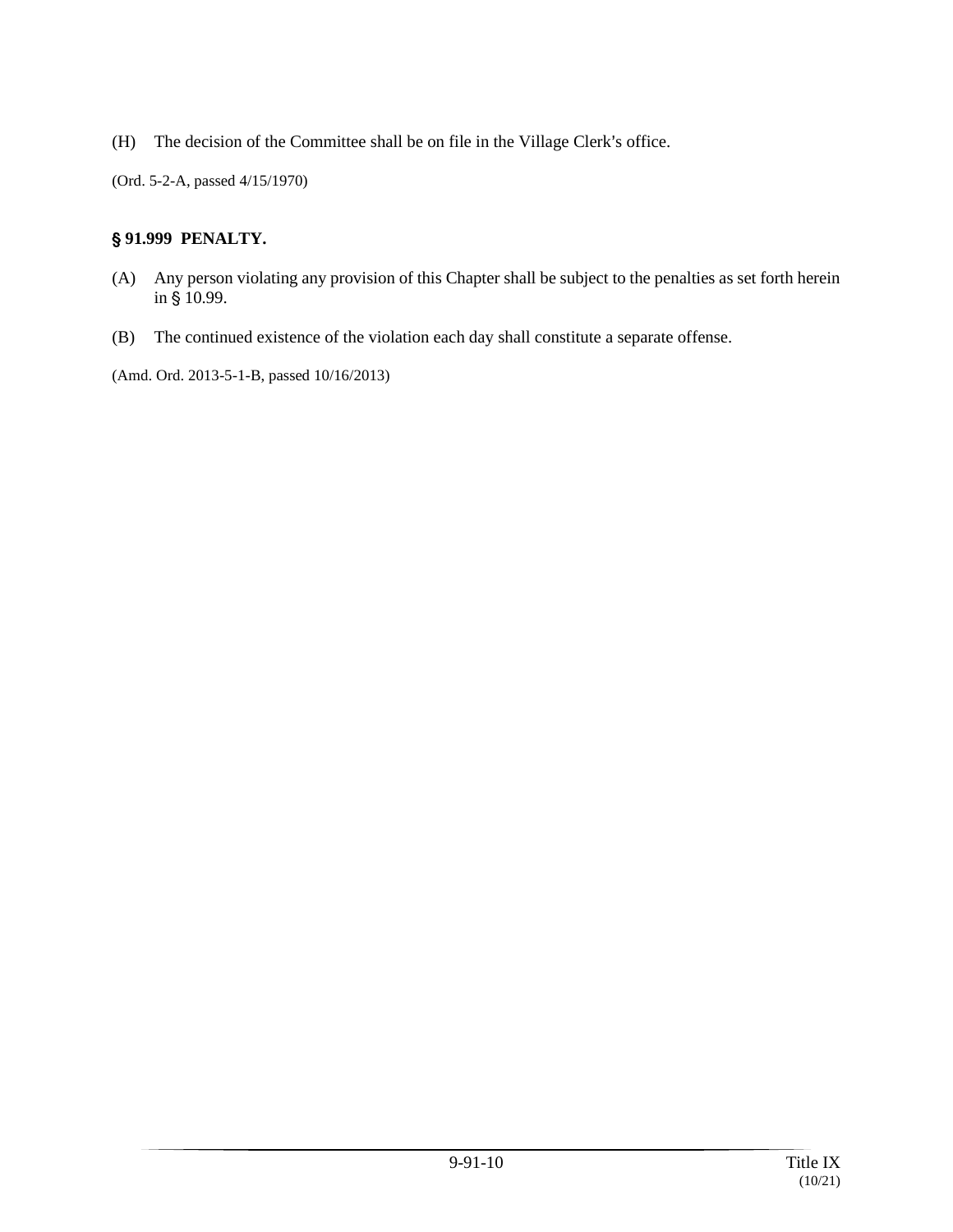(H) The decision of the Committee shall be on file in the Village Clerk's office.

(Ord. 5-2-A, passed 4/15/1970)

### § 91.999 PENALTY.

(A) Any person violating any provision of this Chapter shall be subject to the penalties as set forth herein in § 10.99.

(B) The continued existence of the violation each day shall constitute a separate offense.

(Amd. Ord. 2013-5-1-B, passed 10/16/2013)